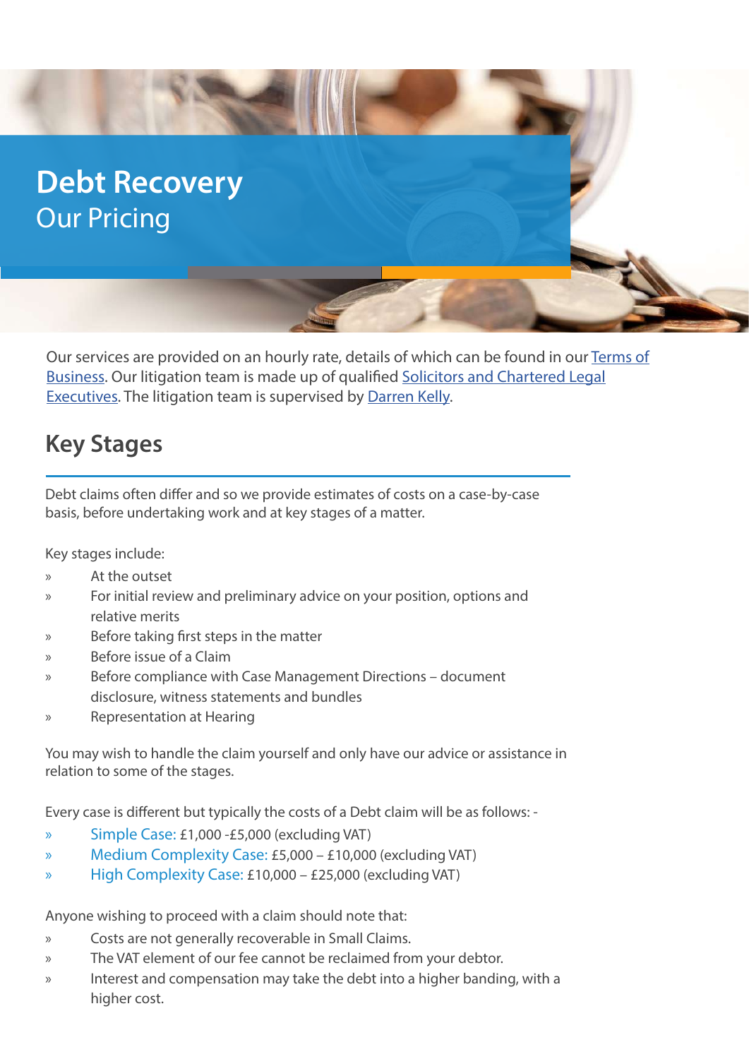# Debt Recovery

## Our Pricing

Our services are provided on an hourly rate, details of which can be found in our Terms of Business. Our litigation team is made up of qualified Solicitors and Chartered Legal Executives. The litigation team is supervised by Darren Kelly.

## Key Stages

Debt claims often differ and so we provide estimates of costs on a case-by-case basis, before undertaking work and at key stages of a matter.

Key stages include:

- At the outset
- For initial review and preliminary advice on your position, options and relative merits
- Before taking first steps in the matter
- Before issue of a Claim
- Before compliance with Case Management Directions – document disclosure, witness statements and bundles
- Representation at Hearing

You may wish to handle the claim yourself and only have our advice or assistance in relation to some of the stages.

Every case is different but typically the costs of a Debt claim will be as follows: -

- Simple Case: £1,000 -£5,000 (excluding VAT)
- Medium Complexity Case: £5,000 – £10,000 (excluding VAT)
- High Complexity Case: £10,000 – £25,000 (excluding VAT)

Anyone wishing to proceed with a claim should note that:

- Costs are not generally recoverable in Small Claims.
- The VAT element of our fee cannot be reclaimed from your debtor.
- Interest and compensation may take the debt into a higher banding, with a higher cost.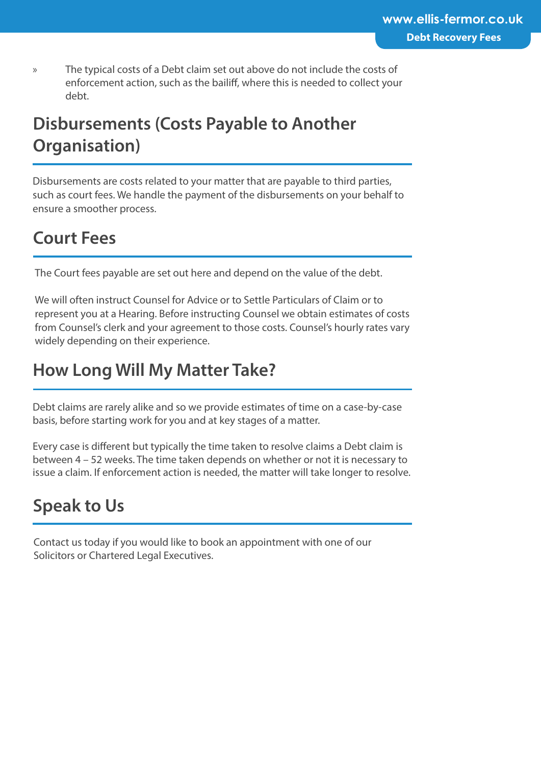- The typical costs of a Debt claim set out above do not include the costs of enforcement action, such as the bailiff, where this is needed to collect your debt.

## Disbursements (Costs Payable to Another Organisation)

Disbursements are costs related to your matter that are payable to third parties, such as court fees. We handle the payment of the disbursements on your behalf to ensure a smoother process.

## Court Fees

The Court fees payable are set out here and depend on the value of the debt.

We will often instruct Counsel for Advice or to Settle Particulars of Claim or to represent you at a Hearing. Before instructing Counsel we obtain estimates of costs from Counsel's clerk and your agreement to those costs. Counsel's hourly rates vary widely depending on their experience.

## How Long Will My Matter Take?

Debt claims are rarely alike and so we provide estimates of time on a case-by-case basis, before starting work for you and at key stages of a matter.

Every case is different but typically the time taken to resolve claims a Debt claim is between 4 – 52 weeks. The time taken depends on whether or not it is necessary to issue a claim. If enforcement action is needed, the matter will take longer to resolve.

## Speak to Us

Contact us today if you would like to book an appointment with one of our Solicitors or Chartered Legal Executives.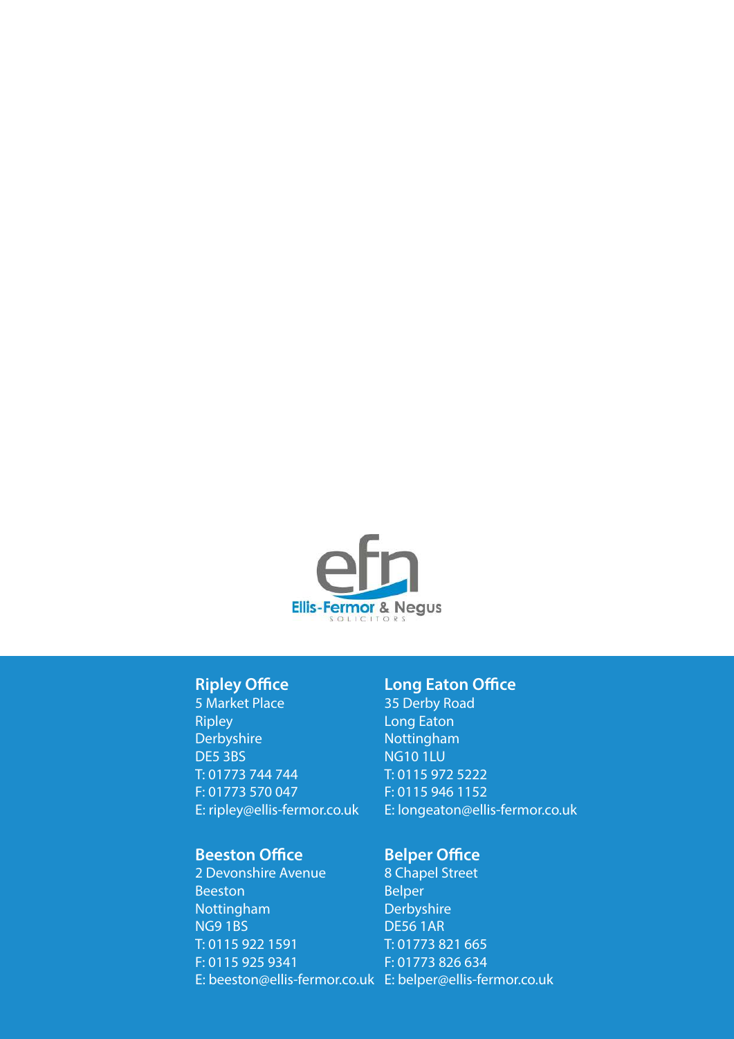efn

Ellis-Fermor & Negus

SOLICITORS

## Ripley Office

5 Market Place
Ripley
Derbyshire
DE5 3BS
T: 01773 744 744
F: 01773 570 047
E: ripley@ellis-fermor.co.uk

## Long Eaton Office

35 Derby Road
Long Eaton
Nottingham
NG10 1LU
T: 0115 972 5222
F: 0115 946 1152
E: longeaton@ellis-fermor.co.uk

## Beeston Office

2 Devonshire Avenue
Beeston
Nottingham
NG9 1BS
T: 0115 922 1591
F: 0115 925 9341
E: beeston@ellis-fermor.co.uk

## Belper Office

8 Chapel Street
Belper
Derbyshire
DE56 1AR
T: 01773 821 665
F: 01773 826 634
E: belper@ellis-fermor.co.uk